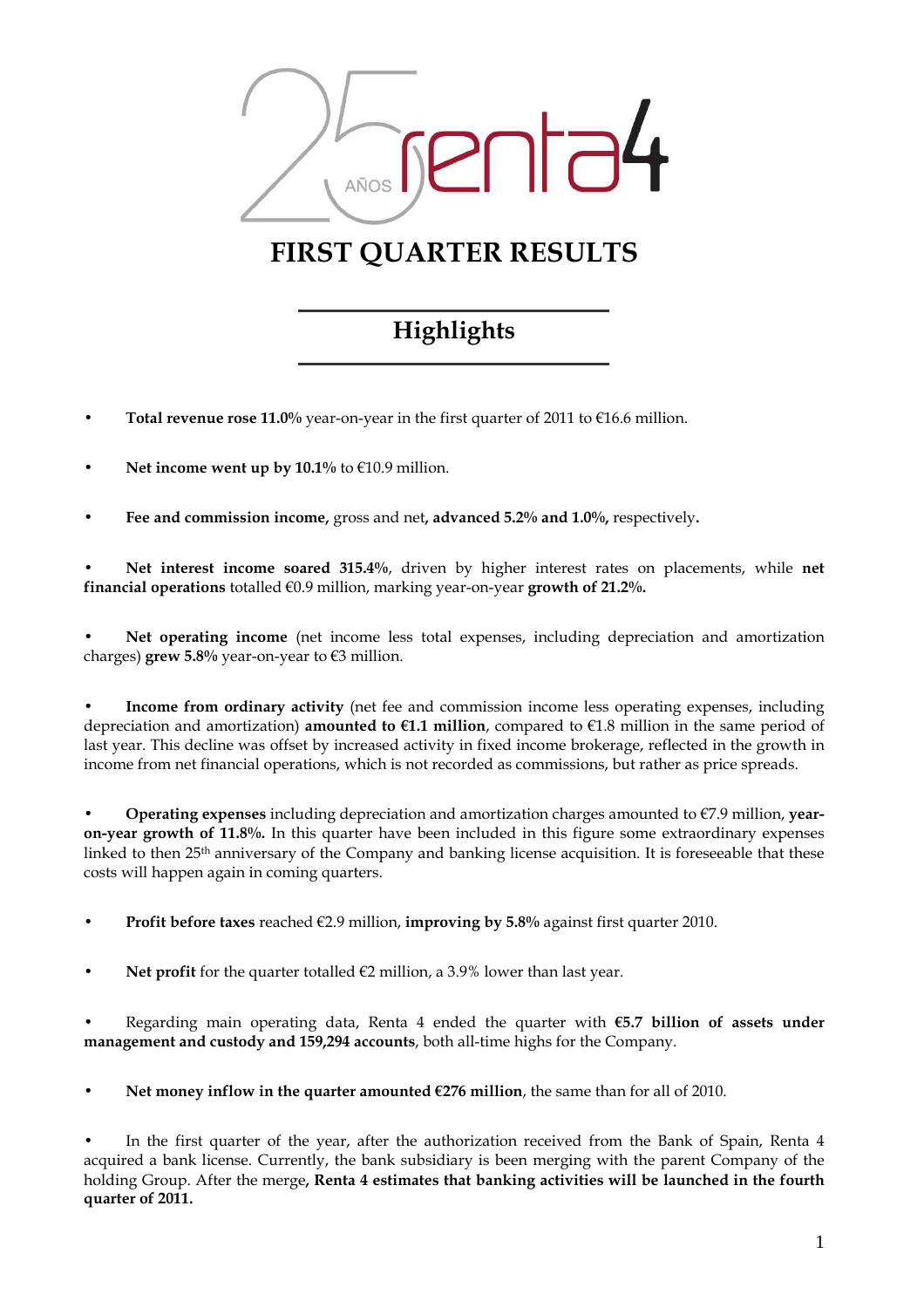# FIRST QUARTER RESULTS

## Highlights

- **Total revenue rose 11.0%** year-on-year in the first quarter of 2011 to €16.6 million.

- **Net income went up by 10.1%** to €10.9 million.

- **Fee and commission income,** gross and net**, advanced 5.2% and 1.0%,** respectively**.**

- **Net interest income soared 315.4%**, driven by higher interest rates on placements, while **net financial operations** totalled €0.9 million, marking year-on-year **growth of 21.2%.**

- **Net operating income** (net income less total expenses, including depreciation and amortization charges) **grew 5.8%** year-on-year to €3 million.

- **Income from ordinary activity** (net fee and commission income less operating expenses, including depreciation and amortization) **amounted to €1.1 million**, compared to €1.8 million in the same period of last year. This decline was offset by increased activity in fixed income brokerage, reflected in the growth in income from net financial operations, which is not recorded as commissions, but rather as price spreads.

- **Operating expenses** including depreciation and amortization charges amounted to €7.9 million, **year-on-year growth of 11.8%.** In this quarter have been included in this figure some extraordinary expenses linked to then 25th anniversary of the Company and banking license acquisition. It is foreseeable that these costs will happen again in coming quarters.

- **Profit before taxes** reached €2.9 million, **improving by 5.8%** against first quarter 2010.

- **Net profit** for the quarter totalled €2 million, a 3.9% lower than last year.

- Regarding main operating data, Renta 4 ended the quarter with **€5.7 billion of assets under management and custody and 159,294 accounts**, both all-time highs for the Company.

- **Net money inflow in the quarter amounted €276 million**, the same than for all of 2010.

- In the first quarter of the year, after the authorization received from the Bank of Spain, Renta 4 acquired a bank license. Currently, the bank subsidiary is been merging with the parent Company of the holding Group. After the merge**, Renta 4 estimates that banking activities will be launched in the fourth quarter of 2011.**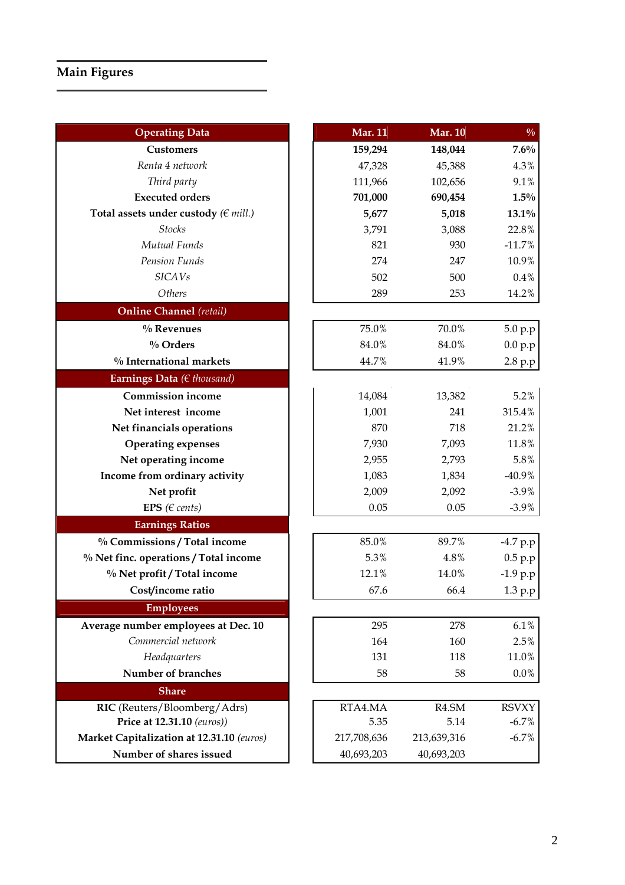## Main Figures

| Operating Data | Mar. 11 | Mar. 10 | % |
|---|---|---|---|
| **Customers** | **159,294** | **148,044** | **7.6%** |
| *Renta 4 network* | 47,328 | 45,388 | 4.3% |
| *Third party* | 111,966 | 102,656 | 9.1% |
| **Executed orders** | **701,000** | **690,454** | **1.5%** |
| **Total assets under custody** *(€ mill.)* | **5,677** | **5,018** | **13.1%** |
| *Stocks* | 3,791 | 3,088 | 22.8% |
| *Mutual Funds* | 821 | 930 | -11.7% |
| *Pension Funds* | 274 | 247 | 10.9% |
| *SICAVs* | 502 | 500 | 0.4% |
| *Others* | 289 | 253 | 14.2% |
| **Online Channel** *(retail)* | | | |
| **% Revenues** | 75.0% | 70.0% | 5.0 p.p |
| **% Orders** | 84.0% | 84.0% | 0.0 p.p |
| **% International markets** | 44.7% | 41.9% | 2.8 p.p |
| **Earnings Data** *(€ thousand)* | | | |
| **Commission income** | 14,084 | 13,382 | 5.2% |
| **Net interest income** | 1,001 | 241 | 315.4% |
| **Net financials operations** | 870 | 718 | 21.2% |
| **Operating expenses** | 7,930 | 7,093 | 11.8% |
| **Net operating income** | 2,955 | 2,793 | 5.8% |
| **Income from ordinary activity** | 1,083 | 1,834 | -40.9% |
| **Net profit** | 2,009 | 2,092 | -3.9% |
| **EPS** *(€ cents)* | 0.05 | 0.05 | -3.9% |
| **Earnings Ratios** | | | |
| **% Commissions / Total income** | 85.0% | 89.7% | -4.7 p.p |
| **% Net finc. operations / Total income** | 5.3% | 4.8% | 0.5 p.p |
| **% Net profit / Total income** | 12.1% | 14.0% | -1.9 p.p |
| **Cost/income ratio** | 67.6 | 66.4 | 1.3 p.p |
| **Employees** | | | |
| **Average number employees at Dec. 10** | 295 | 278 | 6.1% |
| *Commercial network* | 164 | 160 | 2.5% |
| *Headquarters* | 131 | 118 | 11.0% |
| **Number of branches** | 58 | 58 | 0.0% |
| **Share** | | | |
| **RIC** (Reuters/Bloomberg/Adrs) | RTA4.MA | R4.SM | RSVXY |
| **Price at 12.31.10** *(euros))* | 5.35 | 5.14 | -6.7% |
| **Market Capitalization at 12.31.10** *(euros)* | 217,708,636 | 213,639,316 | -6.7% |
| **Number of shares issued** | 40,693,203 | 40,693,203 | |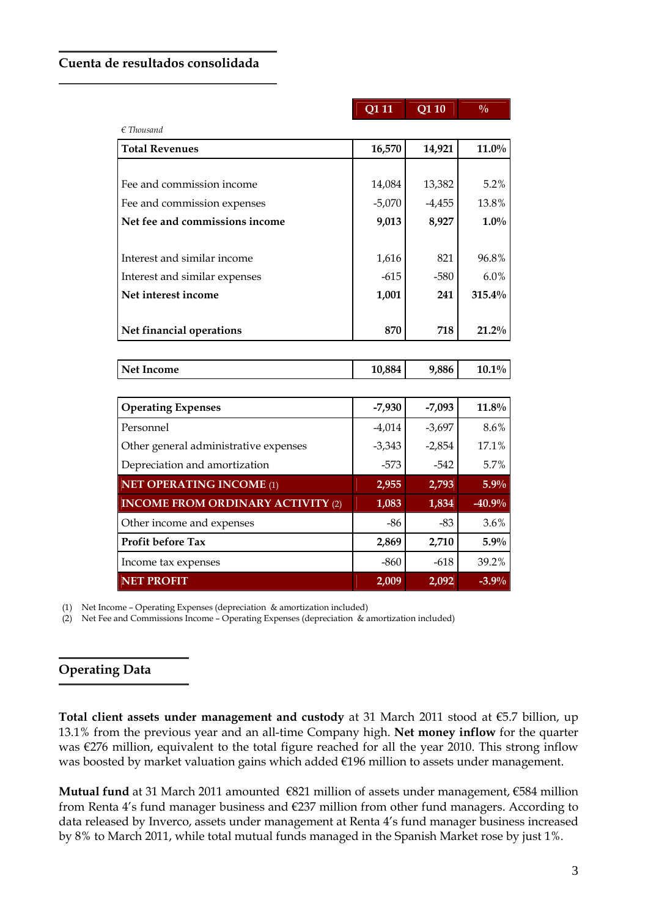## Cuenta de resultados consolidada

| *€ Thousand* | Q1 11 | Q1 10 | % |
|---|---|---|---|
| **Total Revenues** | **16,570** | **14,921** | **11.0%** |
| Fee and commission income | 14,084 | 13,382 | 5.2% |
| Fee and commission expenses | -5,070 | -4,455 | 13.8% |
| **Net fee and commissions income** | **9,013** | **8,927** | **1.0%** |
| Interest and similar income | 1,616 | 821 | 96.8% |
| Interest and similar expenses | -615 | -580 | 6.0% |
| **Net interest income** | **1,001** | **241** | **315.4%** |
| **Net financial operations** | **870** | **718** | **21.2%** |
| **Net Income** | **10,884** | **9,886** | **10.1%** |
| **Operating Expenses** | **-7,930** | **-7,093** | **11.8%** |
| Personnel | -4,014 | -3,697 | 8.6% |
| Other general administrative expenses | -3,343 | -2,854 | 17.1% |
| Depreciation and amortization | -573 | -542 | 5.7% |
| **NET OPERATING INCOME (1)** | **2,955** | **2,793** | **5.9%** |
| **INCOME FROM ORDINARY ACTIVITY (2)** | **1,083** | **1,834** | **-40.9%** |
| Other income and expenses | -86 | -83 | 3.6% |
| **Profit before Tax** | **2,869** | **2,710** | **5.9%** |
| Income tax expenses | -860 | -618 | 39.2% |
| **NET PROFIT** | **2,009** | **2,092** | **-3.9%** |

(1) Net Income – Operating Expenses (depreciation & amortization included)
(2) Net Fee and Commissions Income – Operating Expenses (depreciation & amortization included)

## Operating Data

**Total client assets under management and custody** at 31 March 2011 stood at €5.7 billion, up 13.1% from the previous year and an all-time Company high. **Net money inflow** for the quarter was €276 million, equivalent to the total figure reached for all the year 2010. This strong inflow was boosted by market valuation gains which added €196 million to assets under management.

**Mutual fund** at 31 March 2011 amounted €821 million of assets under management, €584 million from Renta 4's fund manager business and €237 million from other fund managers. According to data released by Inverco, assets under management at Renta 4's fund manager business increased by 8% to March 2011, while total mutual funds managed in the Spanish Market rose by just 1%.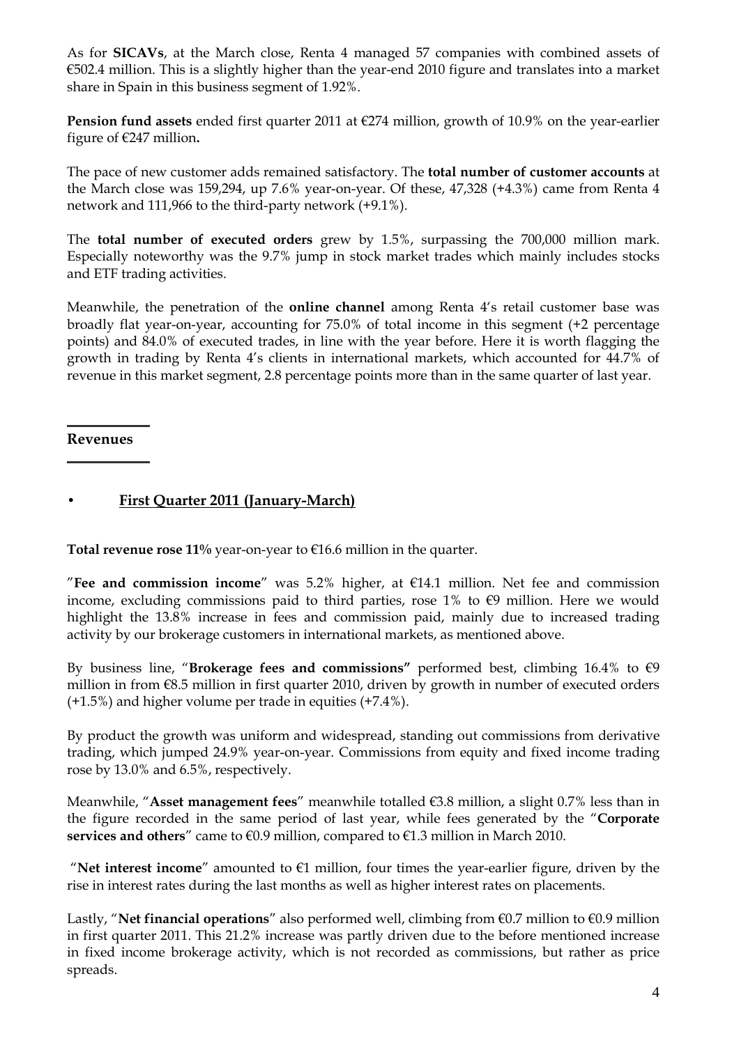As for **SICAVs**, at the March close, Renta 4 managed 57 companies with combined assets of €502.4 million. This is a slightly higher than the year-end 2010 figure and translates into a market share in Spain in this business segment of 1.92%.

**Pension fund assets** ended first quarter 2011 at €274 million, growth of 10.9% on the year-earlier figure of €247 million**.**

The pace of new customer adds remained satisfactory. The **total number of customer accounts** at the March close was 159,294, up 7.6% year-on-year. Of these, 47,328 (+4.3%) came from Renta 4 network and 111,966 to the third-party network (+9.1%).

The **total number of executed orders** grew by 1.5%, surpassing the 700,000 million mark. Especially noteworthy was the 9.7% jump in stock market trades which mainly includes stocks and ETF trading activities.

Meanwhile, the penetration of the **online channel** among Renta 4's retail customer base was broadly flat year-on-year, accounting for 75.0% of total income in this segment (+2 percentage points) and 84.0% of executed trades, in line with the year before. Here it is worth flagging the growth in trading by Renta 4's clients in international markets, which accounted for 44.7% of revenue in this market segment, 2.8 percentage points more than in the same quarter of last year.

## Revenues

- **First Quarter 2011 (January-March)**

**Total revenue rose 11%** year-on-year to €16.6 million in the quarter.

"**Fee and commission income**" was 5.2% higher, at €14.1 million. Net fee and commission income, excluding commissions paid to third parties, rose 1% to €9 million. Here we would highlight the 13.8% increase in fees and commission paid, mainly due to increased trading activity by our brokerage customers in international markets, as mentioned above.

By business line, "**Brokerage fees and commissions"** performed best, climbing 16.4% to €9 million in from €8.5 million in first quarter 2010, driven by growth in number of executed orders (+1.5%) and higher volume per trade in equities (+7.4%).

By product the growth was uniform and widespread, standing out commissions from derivative trading, which jumped 24.9% year-on-year. Commissions from equity and fixed income trading rose by 13.0% and 6.5%, respectively.

Meanwhile, "**Asset management fees**" meanwhile totalled €3.8 million, a slight 0.7% less than in the figure recorded in the same period of last year, while fees generated by the "**Corporate services and others**" came to €0.9 million, compared to €1.3 million in March 2010.

"**Net interest income**" amounted to €1 million, four times the year-earlier figure, driven by the rise in interest rates during the last months as well as higher interest rates on placements.

Lastly, "**Net financial operations**" also performed well, climbing from €0.7 million to €0.9 million in first quarter 2011. This 21.2% increase was partly driven due to the before mentioned increase in fixed income brokerage activity, which is not recorded as commissions, but rather as price spreads.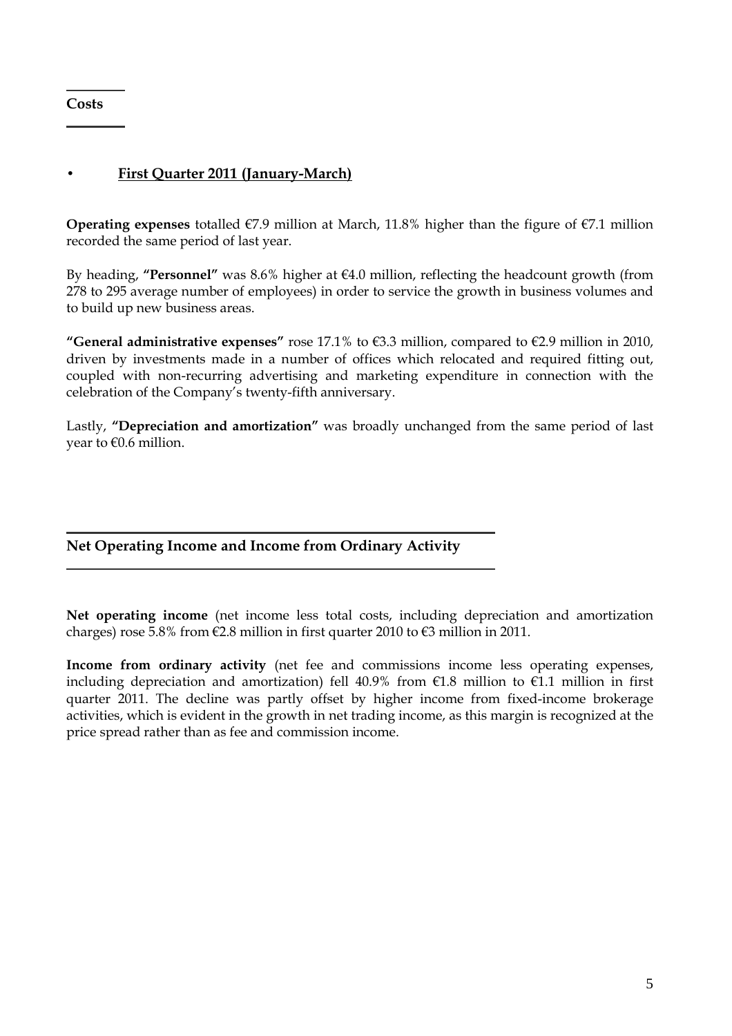## Costs

- **First Quarter 2011 (January-March)**

**Operating expenses** totalled €7.9 million at March, 11.8% higher than the figure of €7.1 million recorded the same period of last year.

By heading, **"Personnel"** was 8.6% higher at €4.0 million, reflecting the headcount growth (from 278 to 295 average number of employees) in order to service the growth in business volumes and to build up new business areas.

**"General administrative expenses"** rose 17.1% to €3.3 million, compared to €2.9 million in 2010, driven by investments made in a number of offices which relocated and required fitting out, coupled with non-recurring advertising and marketing expenditure in connection with the celebration of the Company's twenty-fifth anniversary.

Lastly, **"Depreciation and amortization"** was broadly unchanged from the same period of last year to €0.6 million.

## Net Operating Income and Income from Ordinary Activity

**Net operating income** (net income less total costs, including depreciation and amortization charges) rose 5.8% from €2.8 million in first quarter 2010 to €3 million in 2011.

**Income from ordinary activity** (net fee and commissions income less operating expenses, including depreciation and amortization) fell 40.9% from €1.8 million to €1.1 million in first quarter 2011. The decline was partly offset by higher income from fixed-income brokerage activities, which is evident in the growth in net trading income, as this margin is recognized at the price spread rather than as fee and commission income.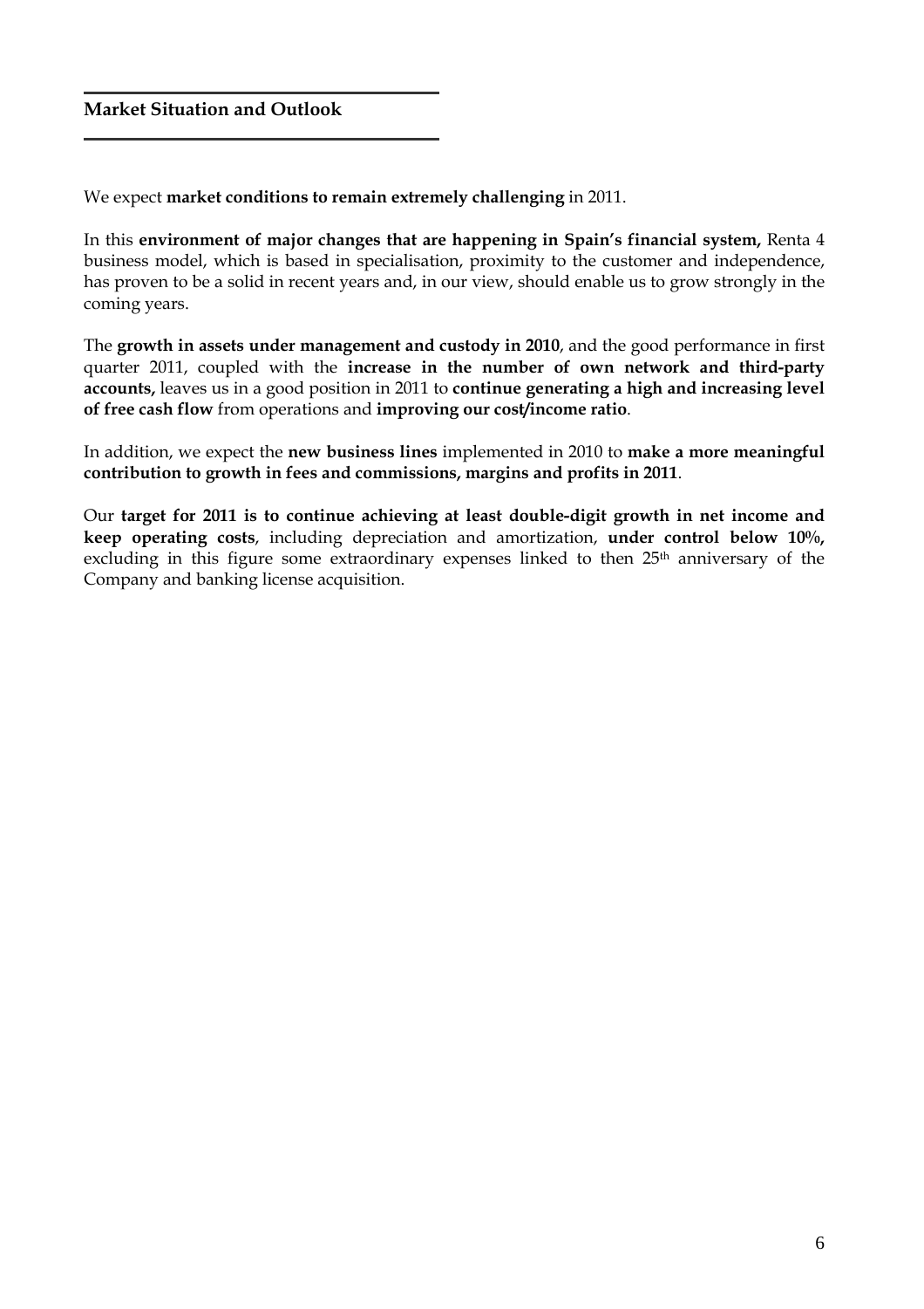## Market Situation and Outlook

We expect **market conditions to remain extremely challenging** in 2011.

In this **environment of major changes that are happening in Spain's financial system,** Renta 4 business model, which is based in specialisation, proximity to the customer and independence, has proven to be a solid in recent years and, in our view, should enable us to grow strongly in the coming years.

The **growth in assets under management and custody in 2010**, and the good performance in first quarter 2011, coupled with the **increase in the number of own network and third-party accounts,** leaves us in a good position in 2011 to **continue generating a high and increasing level of free cash flow** from operations and **improving our cost/income ratio**.

In addition, we expect the **new business lines** implemented in 2010 to **make a more meaningful contribution to growth in fees and commissions, margins and profits in 2011**.

Our **target for 2011 is to continue achieving at least double-digit growth in net income and keep operating costs**, including depreciation and amortization, **under control below 10%,** excluding in this figure some extraordinary expenses linked to then 25th anniversary of the Company and banking license acquisition.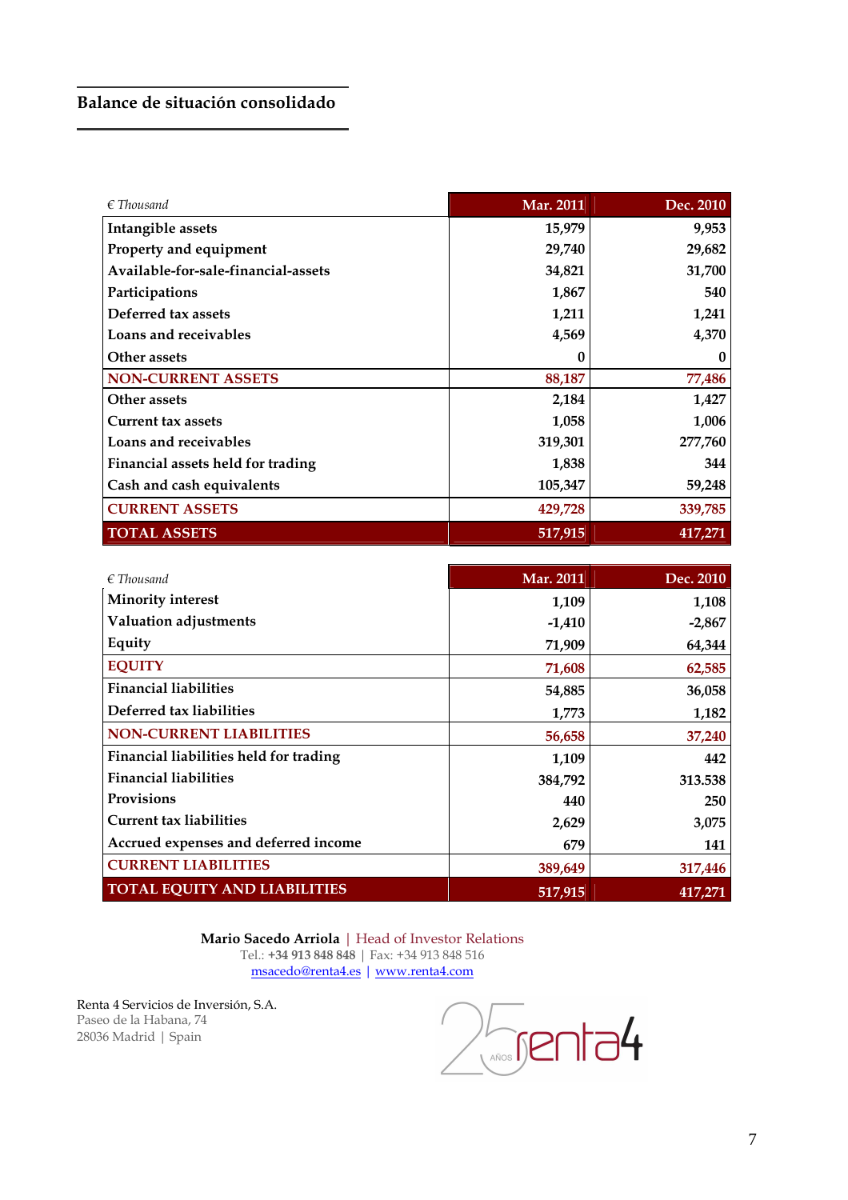## Balance de situación consolidado

| € Thousand | Mar. 2011 | Dec. 2010 |
|---|---|---|
| Intangible assets | 15,979 | 9,953 |
| Property and equipment | 29,740 | 29,682 |
| Available-for-sale-financial-assets | 34,821 | 31,700 |
| Participations | 1,867 | 540 |
| Deferred tax assets | 1,211 | 1,241 |
| Loans and receivables | 4,569 | 4,370 |
| Other assets | 0 | 0 |
| **NON-CURRENT ASSETS** | **88,187** | **77,486** |
| Other assets | 2,184 | 1,427 |
| Current tax assets | 1,058 | 1,006 |
| Loans and receivables | 319,301 | 277,760 |
| Financial assets held for trading | 1,838 | 344 |
| Cash and cash equivalents | 105,347 | 59,248 |
| **CURRENT ASSETS** | **429,728** | **339,785** |
| **TOTAL ASSETS** | **517,915** | **417,271** |

| € Thousand | Mar. 2011 | Dec. 2010 |
|---|---|---|
| Minority interest | 1,109 | 1,108 |
| Valuation adjustments | -1,410 | -2,867 |
| Equity | 71,909 | 64,344 |
| **EQUITY** | **71,608** | **62,585** |
| Financial liabilities | 54,885 | 36,058 |
| Deferred tax liabilities | 1,773 | 1,182 |
| **NON-CURRENT LIABILITIES** | **56,658** | **37,240** |
| Financial liabilities held for trading | 1,109 | 442 |
| Financial liabilities | 384,792 | 313.538 |
| Provisions | 440 | 250 |
| Current tax liabilities | 2,629 | 3,075 |
| Accrued expenses and deferred income | 679 | 141 |
| **CURRENT LIABILITIES** | **389,649** | **317,446** |
| **TOTAL EQUITY AND LIABILITIES** | **517,915** | **417,271** |

**Mario Sacedo Arriola** | Head of Investor Relations
Tel.: **+34 913 848 848** | Fax: +34 913 848 516
msacedo@renta4.es | www.renta4.com

Renta 4 Servicios de Inversión, S.A.
Paseo de la Habana, 74
28036 Madrid | Spain

25 AÑOS renta4